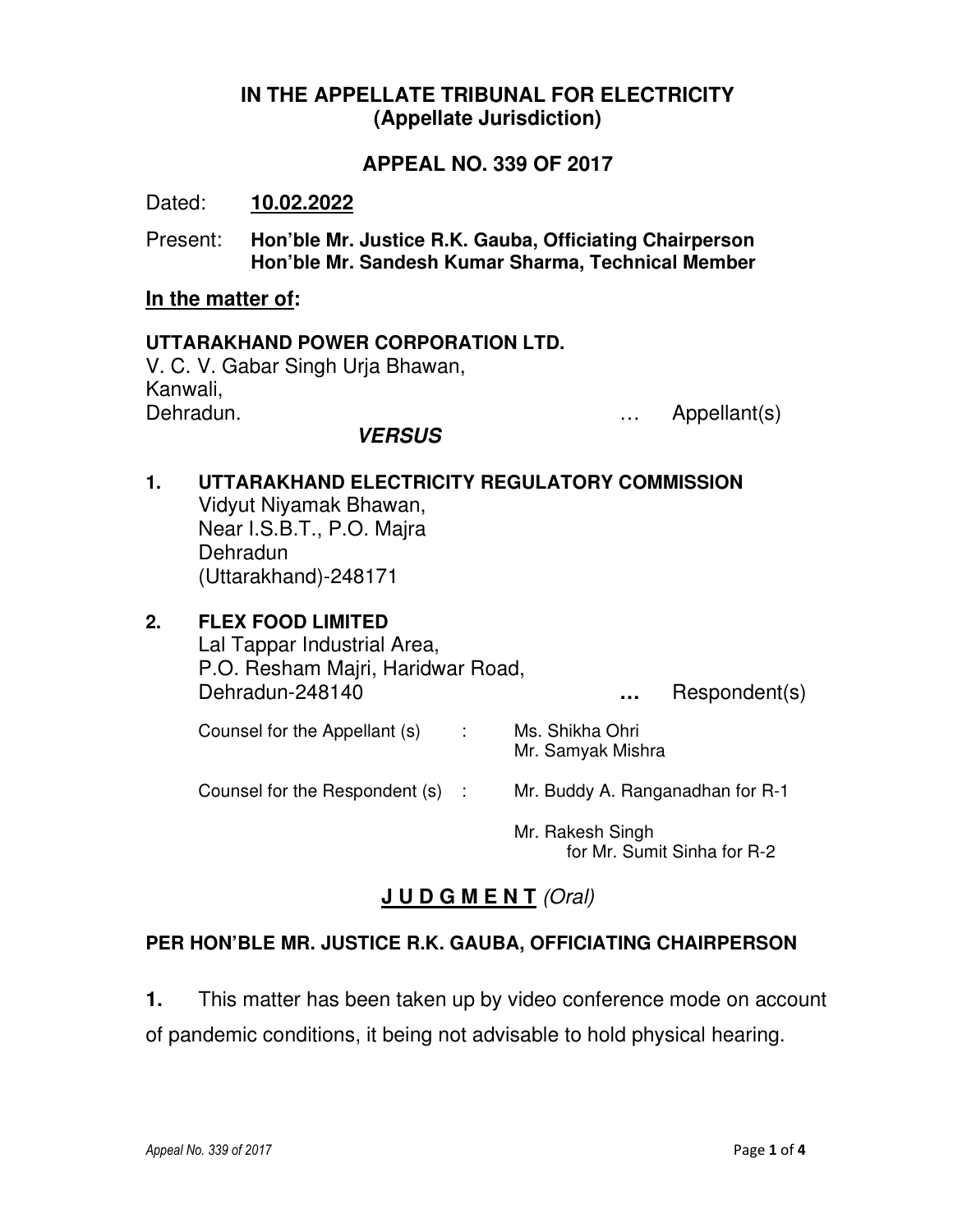**IN THE APPELLATE TRIBUNAL FOR ELECTRICITY**
**(Appellate Jurisdiction)**

**APPEAL NO. 339 OF 2017**

Dated: **10.02.2022**

Present: **Hon'ble Mr. Justice R.K. Gauba, Officiating Chairperson**
**Hon'ble Mr. Sandesh Kumar Sharma, Technical Member**

**In the matter of:**

**UTTARAKHAND POWER CORPORATION LTD.**
V. C. V. Gabar Singh Urja Bhawan,
Kanwali,
Dehradun. … Appellant(s)

***VERSUS***

1. **UTTARAKHAND ELECTRICITY REGULATORY COMMISSION**
   Vidyut Niyamak Bhawan,
   Near I.S.B.T., P.O. Majra
   Dehradun
   (Uttarakhand)-248171

2. **FLEX FOOD LIMITED**
   Lal Tappar Industrial Area,
   P.O. Resham Majri, Haridwar Road,
   Dehradun-248140 **…** Respondent(s)

Counsel for the Appellant (s) : Ms. Shikha Ohri
Mr. Samyak Mishra

Counsel for the Respondent (s) : Mr. Buddy A. Ranganadhan for R-1

Mr. Rakesh Singh
for Mr. Sumit Sinha for R-2

## J U D G M E N T *(Oral)*

**PER HON'BLE MR. JUSTICE R.K. GAUBA, OFFICIATING CHAIRPERSON**

**1.** This matter has been taken up by video conference mode on account of pandemic conditions, it being not advisable to hold physical hearing.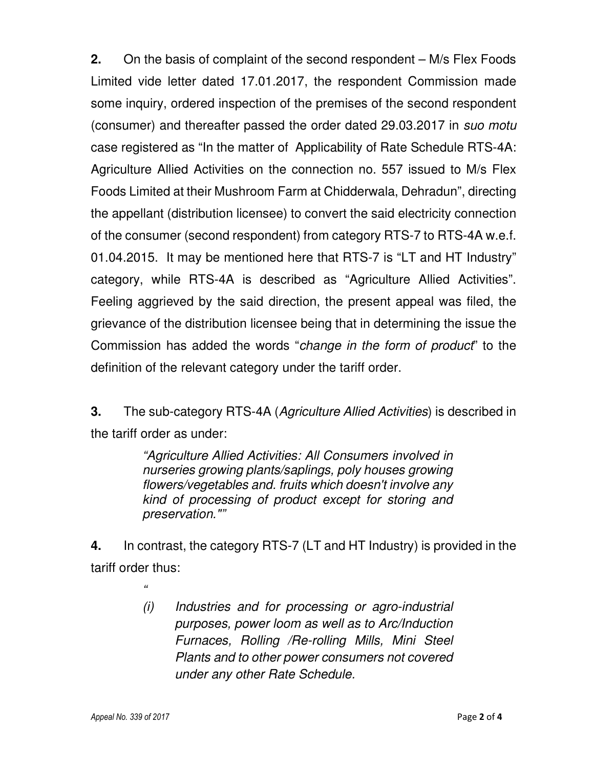**2.** On the basis of complaint of the second respondent – M/s Flex Foods Limited vide letter dated 17.01.2017, the respondent Commission made some inquiry, ordered inspection of the premises of the second respondent (consumer) and thereafter passed the order dated 29.03.2017 in *suo motu* case registered as "In the matter of Applicability of Rate Schedule RTS-4A: Agriculture Allied Activities on the connection no. 557 issued to M/s Flex Foods Limited at their Mushroom Farm at Chidderwala, Dehradun", directing the appellant (distribution licensee) to convert the said electricity connection of the consumer (second respondent) from category RTS-7 to RTS-4A w.e.f. 01.04.2015. It may be mentioned here that RTS-7 is "LT and HT Industry" category, while RTS-4A is described as "Agriculture Allied Activities". Feeling aggrieved by the said direction, the present appeal was filed, the grievance of the distribution licensee being that in determining the issue the Commission has added the words "*change in the form of product*" to the definition of the relevant category under the tariff order.

**3.** The sub-category RTS-4A (*Agriculture Allied Activities*) is described in the tariff order as under:

> *"Agriculture Allied Activities: All Consumers involved in nurseries growing plants/saplings, poly houses growing flowers/vegetables and. fruits which doesn't involve any kind of processing of product except for storing and preservation.""*

**4.** In contrast, the category RTS-7 (LT and HT Industry) is provided in the tariff order thus:

> *"*
>
> *(i) Industries and for processing or agro-industrial purposes, power loom as well as to Arc/Induction Furnaces, Rolling /Re-rolling Mills, Mini Steel Plants and to other power consumers not covered under any other Rate Schedule.*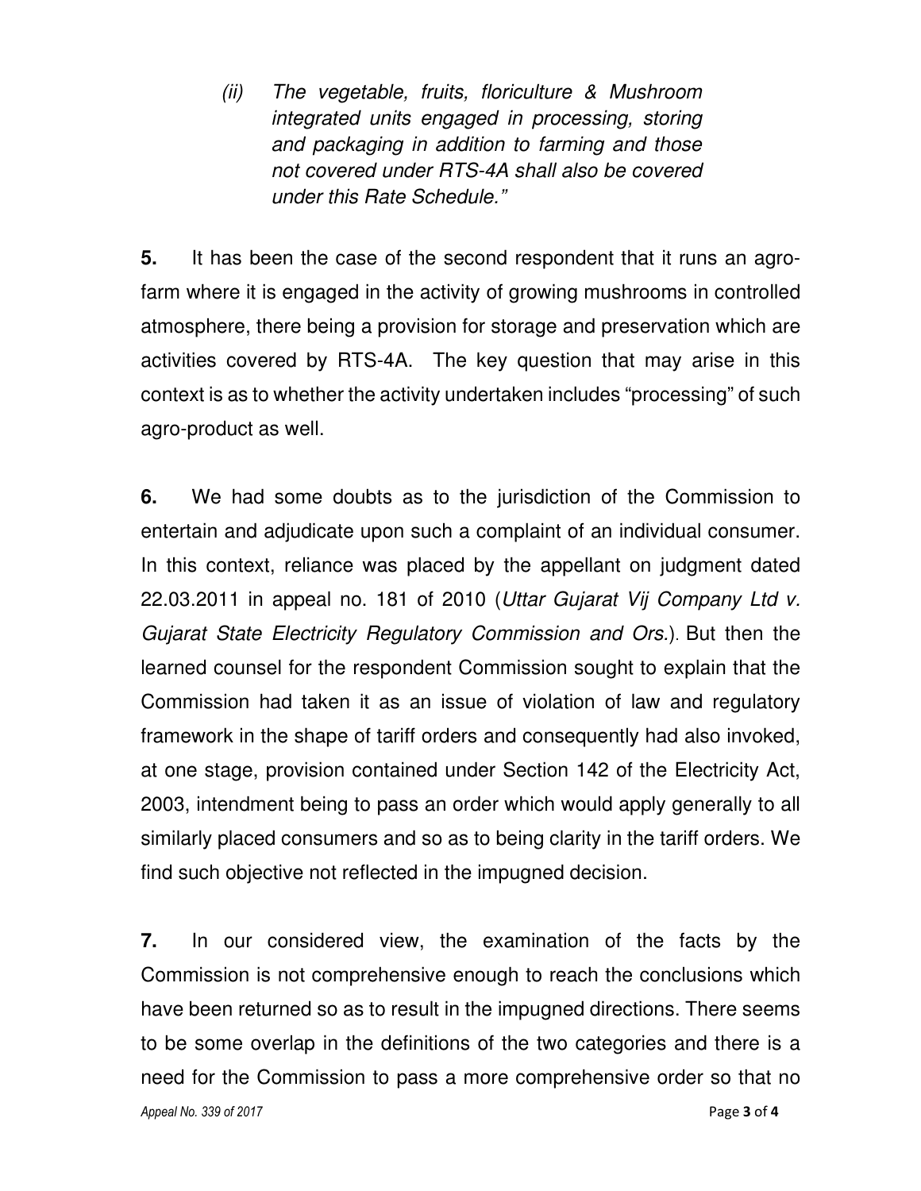> (ii) *The vegetable, fruits, floriculture & Mushroom integrated units engaged in processing, storing and packaging in addition to farming and those not covered under RTS-4A shall also be covered under this Rate Schedule."*

**5.** It has been the case of the second respondent that it runs an agro-farm where it is engaged in the activity of growing mushrooms in controlled atmosphere, there being a provision for storage and preservation which are activities covered by RTS-4A. The key question that may arise in this context is as to whether the activity undertaken includes "processing" of such agro-product as well.

**6.** We had some doubts as to the jurisdiction of the Commission to entertain and adjudicate upon such a complaint of an individual consumer. In this context, reliance was placed by the appellant on judgment dated 22.03.2011 in appeal no. 181 of 2010 (*Uttar Gujarat Vij Company Ltd v. Gujarat State Electricity Regulatory Commission and Ors.*). But then the learned counsel for the respondent Commission sought to explain that the Commission had taken it as an issue of violation of law and regulatory framework in the shape of tariff orders and consequently had also invoked, at one stage, provision contained under Section 142 of the Electricity Act, 2003, intendment being to pass an order which would apply generally to all similarly placed consumers and so as to being clarity in the tariff orders. We find such objective not reflected in the impugned decision.

**7.** In our considered view, the examination of the facts by the Commission is not comprehensive enough to reach the conclusions which have been returned so as to result in the impugned directions. There seems to be some overlap in the definitions of the two categories and there is a need for the Commission to pass a more comprehensive order so that no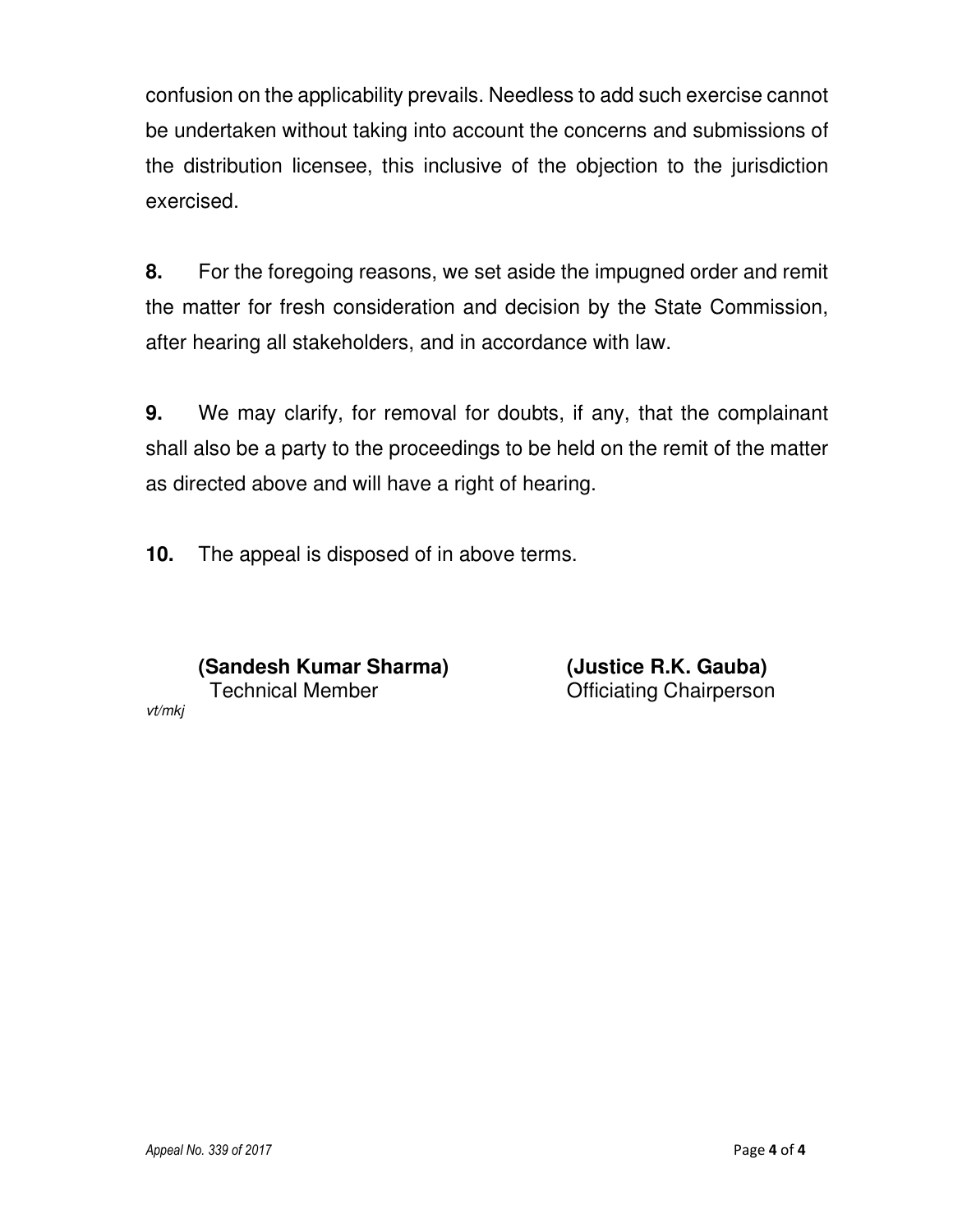confusion on the applicability prevails. Needless to add such exercise cannot be undertaken without taking into account the concerns and submissions of the distribution licensee, this inclusive of the objection to the jurisdiction exercised.

**8.** For the foregoing reasons, we set aside the impugned order and remit the matter for fresh consideration and decision by the State Commission, after hearing all stakeholders, and in accordance with law.

**9.** We may clarify, for removal for doubts, if any, that the complainant shall also be a party to the proceedings to be held on the remit of the matter as directed above and will have a right of hearing.

**10.** The appeal is disposed of in above terms.

**(Sandesh Kumar Sharma)**
Technical Member

**(Justice R.K. Gauba)**
Officiating Chairperson

*vt/mkj*